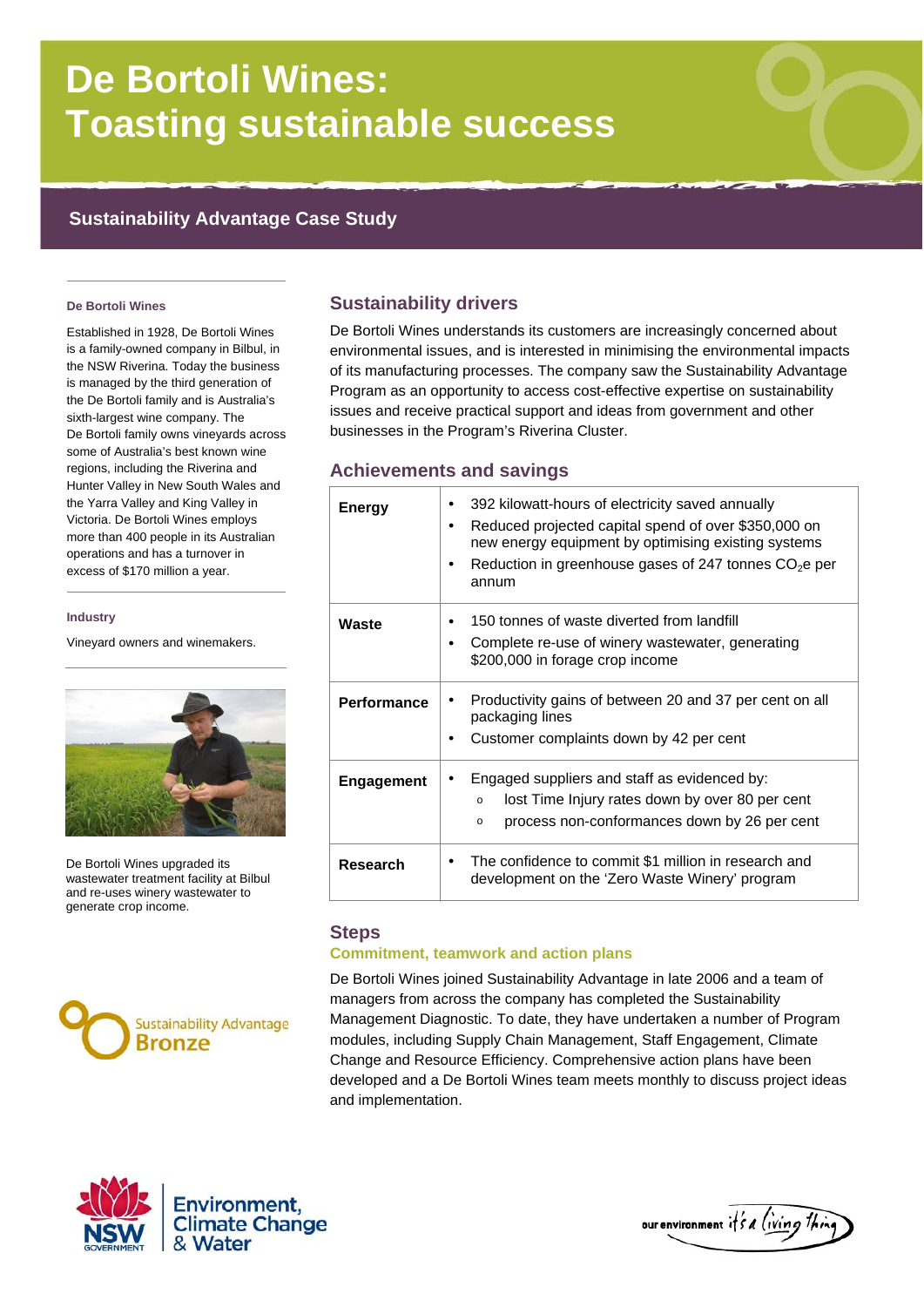# De Bortoli Wines: Toasting sustainable success

## Sustainability Advantage Case Study

**De Bortoli Wines**

Established in 1928, De Bortoli Wines is a family-owned company in Bilbul, in the NSW Riverina. Today the business is managed by the third generation of the De Bortoli family and is Australia's sixth-largest wine company. The De Bortoli family owns vineyards across some of Australia's best known wine regions, including the Riverina and Hunter Valley in New South Wales and the Yarra Valley and King Valley in Victoria. De Bortoli Wines employs more than 400 people in its Australian operations and has a turnover in excess of $170 million a year.

**Industry**

Vineyard owners and winemakers.

De Bortoli Wines upgraded its wastewater treatment facility at Bilbul and re-uses winery wastewater to generate crop income.

Sustainability Advantage Bronze

### Sustainability drivers

De Bortoli Wines understands its customers are increasingly concerned about environmental issues, and is interested in minimising the environmental impacts of its manufacturing processes. The company saw the Sustainability Advantage Program as an opportunity to access cost-effective expertise on sustainability issues and receive practical support and ideas from government and other businesses in the Program's Riverina Cluster.

### Achievements and savings

| | |
|---|---|
| **Energy** | • 392 kilowatt-hours of electricity saved annually<br>• Reduced projected capital spend of over $350,000 on new energy equipment by optimising existing systems<br>• Reduction in greenhouse gases of 247 tonnes $CO_2$e per annum |
| **Waste** | • 150 tonnes of waste diverted from landfill<br>• Complete re-use of winery wastewater, generating $200,000 in forage crop income |
| **Performance** | • Productivity gains of between 20 and 37 per cent on all packaging lines<br>• Customer complaints down by 42 per cent |
| **Engagement** | • Engaged suppliers and staff as evidenced by:<br>  o lost Time Injury rates down by over 80 per cent<br>  o process non-conformances down by 26 per cent |
| **Research** | • The confidence to commit $1 million in research and development on the 'Zero Waste Winery' program |

### Steps

#### Commitment, teamwork and action plans

De Bortoli Wines joined Sustainability Advantage in late 2006 and a team of managers from across the company has completed the Sustainability Management Diagnostic. To date, they have undertaken a number of Program modules, including Supply Chain Management, Staff Engagement, Climate Change and Resource Efficiency. Comprehensive action plans have been developed and a De Bortoli Wines team meets monthly to discuss project ideas and implementation.

NSW Government | Environment, Climate Change & Water

our environment it's a living thing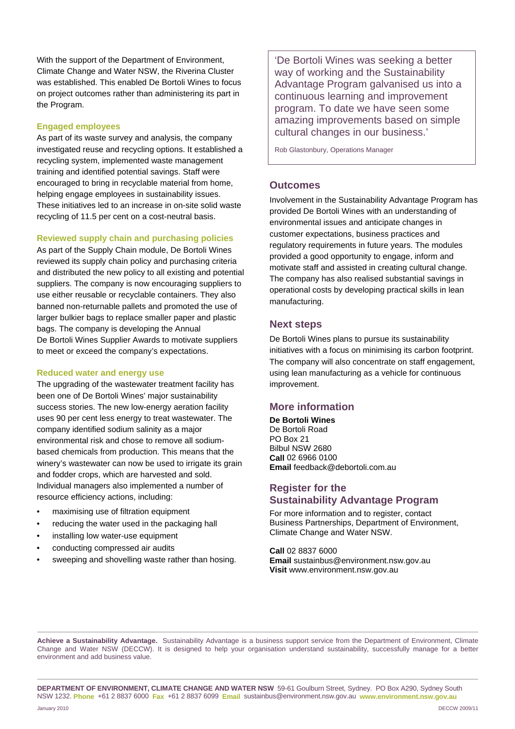With the support of the Department of Environment, Climate Change and Water NSW, the Riverina Cluster was established. This enabled De Bortoli Wines to focus on project outcomes rather than administering its part in the Program.

### Engaged employees

As part of its waste survey and analysis, the company investigated reuse and recycling options. It established a recycling system, implemented waste management training and identified potential savings. Staff were encouraged to bring in recyclable material from home, helping engage employees in sustainability issues. These initiatives led to an increase in on-site solid waste recycling of 11.5 per cent on a cost-neutral basis.

### Reviewed supply chain and purchasing policies

As part of the Supply Chain module, De Bortoli Wines reviewed its supply chain policy and purchasing criteria and distributed the new policy to all existing and potential suppliers. The company is now encouraging suppliers to use either reusable or recyclable containers. They also banned non-returnable pallets and promoted the use of larger bulkier bags to replace smaller paper and plastic bags. The company is developing the Annual De Bortoli Wines Supplier Awards to motivate suppliers to meet or exceed the company's expectations.

### Reduced water and energy use

The upgrading of the wastewater treatment facility has been one of De Bortoli Wines' major sustainability success stories. The new low-energy aeration facility uses 90 per cent less energy to treat wastewater. The company identified sodium salinity as a major environmental risk and chose to remove all sodium-based chemicals from production. This means that the winery's wastewater can now be used to irrigate its grain and fodder crops, which are harvested and sold. Individual managers also implemented a number of resource efficiency actions, including:

- maximising use of filtration equipment
- reducing the water used in the packaging hall
- installing low water-use equipment
- conducting compressed air audits
- sweeping and shovelling waste rather than hosing.

> 'De Bortoli Wines was seeking a better way of working and the Sustainability Advantage Program galvanised us into a continuous learning and improvement program. To date we have seen some amazing improvements based on simple cultural changes in our business.'
>
> Rob Glastonbury, Operations Manager

## Outcomes

Involvement in the Sustainability Advantage Program has provided De Bortoli Wines with an understanding of environmental issues and anticipate changes in customer expectations, business practices and regulatory requirements in future years. The modules provided a good opportunity to engage, inform and motivate staff and assisted in creating cultural change. The company has also realised substantial savings in operational costs by developing practical skills in lean manufacturing.

## Next steps

De Bortoli Wines plans to pursue its sustainability initiatives with a focus on minimising its carbon footprint. The company will also concentrate on staff engagement, using lean manufacturing as a vehicle for continuous improvement.

## More information

**De Bortoli Wines**
De Bortoli Road
PO Box 21
Bilbul NSW 2680
**Call** 02 6966 0100
**Email** feedback@debortoli.com.au

## Register for the Sustainability Advantage Program

For more information and to register, contact Business Partnerships, Department of Environment, Climate Change and Water NSW.

**Call** 02 8837 6000
**Email** sustainbus@environment.nsw.gov.au
**Visit** www.environment.nsw.gov.au

**Achieve a Sustainability Advantage.** Sustainability Advantage is a business support service from the Department of Environment, Climate Change and Water NSW (DECCW). It is designed to help your organisation understand sustainability, successfully manage for a better environment and add business value.

**DEPARTMENT OF ENVIRONMENT, CLIMATE CHANGE AND WATER NSW** 59-61 Goulburn Street, Sydney. PO Box A290, Sydney South NSW 1232. **Phone** +61 2 8837 6000 **Fax** +61 2 8837 6099 **Email** sustainbus@environment.nsw.gov.au **www.environment.nsw.gov.au**

January 2010

DECCW 2009/11